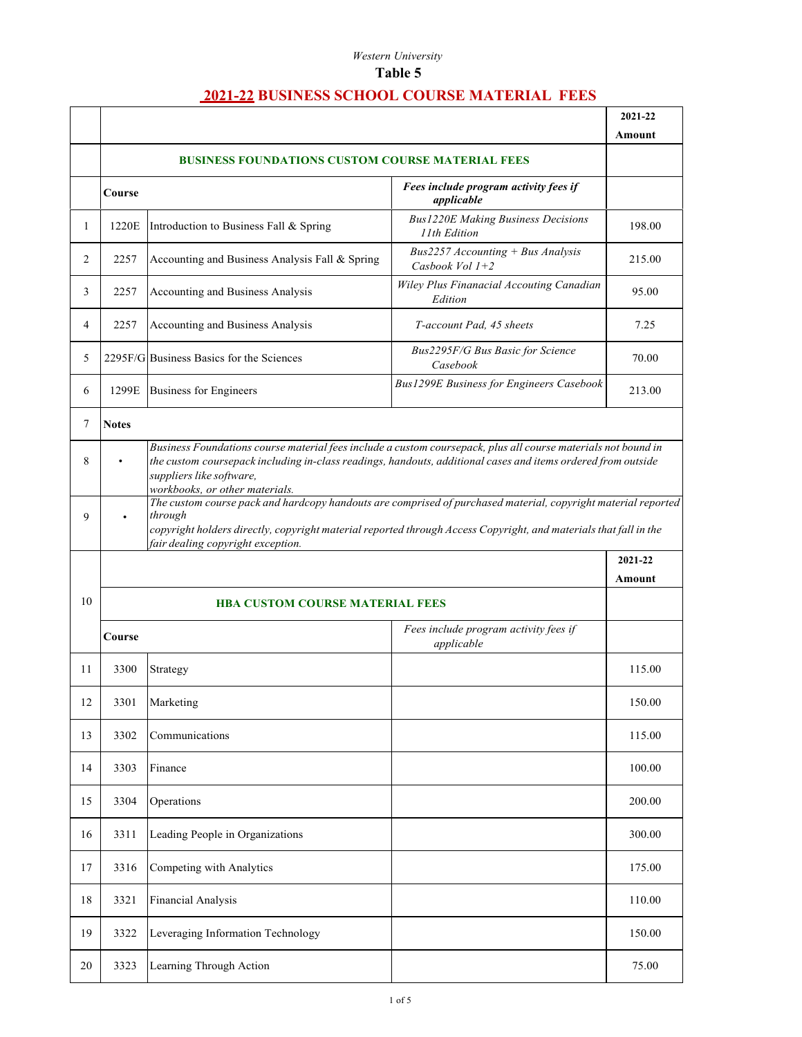*Western University*

**Table 5**

# 2021-22 BUSINESS SCHOOL COURSE MATERIAL FEES

| | | | | 2021-22 Amount |
|---|---|---|---|---|
| | **BUSINESS FOUNDATIONS CUSTOM COURSE MATERIAL FEES** | | | |
| | **Course** | | ***Fees include program activity fees if applicable*** | |
| 1 | 1220E | Introduction to Business Fall & Spring | *Bus1220E Making Business Decisions 11th Edition* | 198.00 |
| 2 | 2257 | Accounting and Business Analysis Fall & Spring | *Bus2257 Accounting + Bus Analysis Casbook Vol 1+2* | 215.00 |
| 3 | 2257 | Accounting and Business Analysis | *Wiley Plus Finanacial Accouting Canadian Edition* | 95.00 |
| 4 | 2257 | Accounting and Business Analysis | *T-account Pad, 45 sheets* | 7.25 |
| 5 | 2295F/G | Business Basics for the Sciences | *Bus2295F/G Bus Basic for Science Casebook* | 70.00 |
| 6 | 1299E | Business for Engineers | *Bus1299E Business for Engineers Casebook* | 213.00 |
| 7 | **Notes** | | | |
| 8 | • | *Business Foundations course material fees include a custom coursepack, plus all course materials not bound in the custom coursepack including in-class readings, handouts, additional cases and items ordered from outside suppliers like software, workbooks, or other materials.* | | |
| 9 | • | *The custom course pack and hardcopy handouts are comprised of purchased material, copyright material reported through copyright holders directly, copyright material reported through Access Copyright, and materials that fall in the fair dealing copyright exception.* | | |
| 10 | | | | **2021-22 Amount** |
| | **HBA CUSTOM COURSE MATERIAL FEES** | | | |
| | **Course** | | *Fees include program activity fees if applicable* | |
| 11 | 3300 | Strategy | | 115.00 |
| 12 | 3301 | Marketing | | 150.00 |
| 13 | 3302 | Communications | | 115.00 |
| 14 | 3303 | Finance | | 100.00 |
| 15 | 3304 | Operations | | 200.00 |
| 16 | 3311 | Leading People in Organizations | | 300.00 |
| 17 | 3316 | Competing with Analytics | | 175.00 |
| 18 | 3321 | Financial Analysis | | 110.00 |
| 19 | 3322 | Leveraging Information Technology | | 150.00 |
| 20 | 3323 | Learning Through Action | | 75.00 |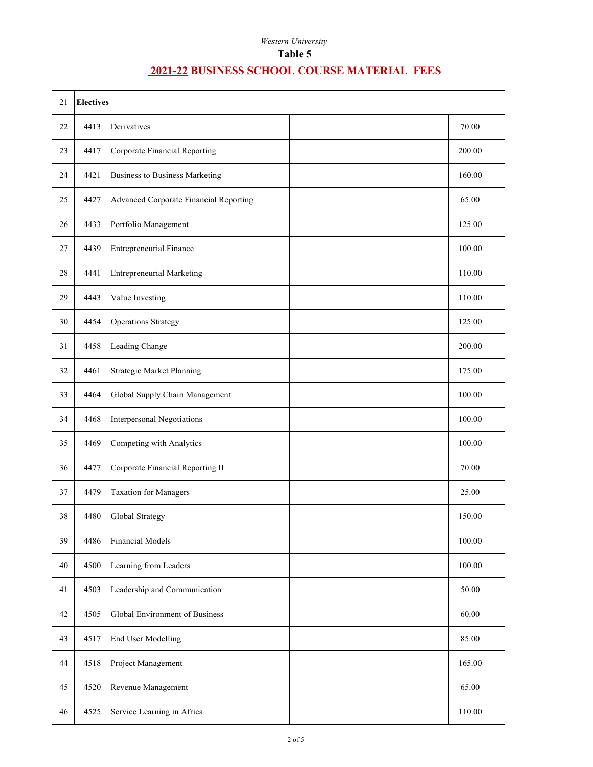*Western University*

**Table 5**

## 2021-22 BUSINESS SCHOOL COURSE MATERIAL FEES

| | | | | |
|---|---|---|---|---|
| 21 | **Electives** | | | |
| 22 | 4413 | Derivatives | | 70.00 |
| 23 | 4417 | Corporate Financial Reporting | | 200.00 |
| 24 | 4421 | Business to Business Marketing | | 160.00 |
| 25 | 4427 | Advanced Corporate Financial Reporting | | 65.00 |
| 26 | 4433 | Portfolio Management | | 125.00 |
| 27 | 4439 | Entrepreneurial Finance | | 100.00 |
| 28 | 4441 | Entrepreneurial Marketing | | 110.00 |
| 29 | 4443 | Value Investing | | 110.00 |
| 30 | 4454 | Operations Strategy | | 125.00 |
| 31 | 4458 | Leading Change | | 200.00 |
| 32 | 4461 | Strategic Market Planning | | 175.00 |
| 33 | 4464 | Global Supply Chain Management | | 100.00 |
| 34 | 4468 | Interpersonal Negotiations | | 100.00 |
| 35 | 4469 | Competing with Analytics | | 100.00 |
| 36 | 4477 | Corporate Financial Reporting II | | 70.00 |
| 37 | 4479 | Taxation for Managers | | 25.00 |
| 38 | 4480 | Global Strategy | | 150.00 |
| 39 | 4486 | Financial Models | | 100.00 |
| 40 | 4500 | Learning from Leaders | | 100.00 |
| 41 | 4503 | Leadership and Communication | | 50.00 |
| 42 | 4505 | Global Environment of Business | | 60.00 |
| 43 | 4517 | End User Modelling | | 85.00 |
| 44 | 4518 | Project Management | | 165.00 |
| 45 | 4520 | Revenue Management | | 65.00 |
| 46 | 4525 | Service Learning in Africa | | 110.00 |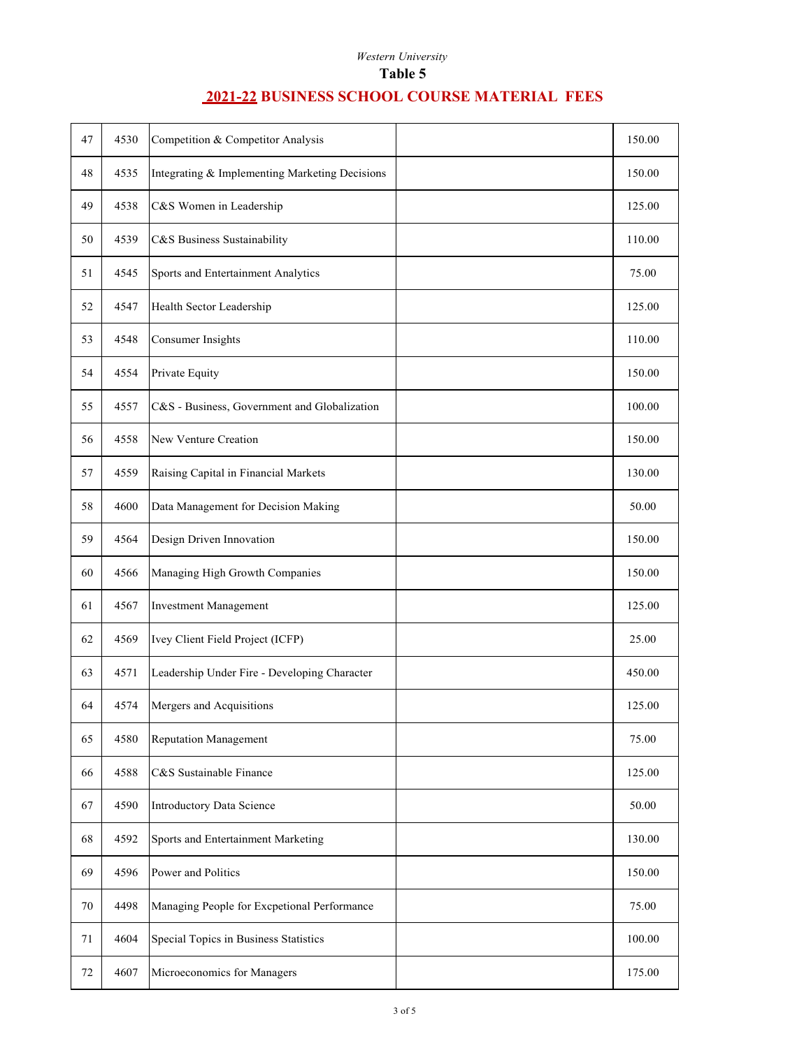*Western University*

**Table 5**

## 2021-22 BUSINESS SCHOOL COURSE MATERIAL FEES

| | | | | |
|---|---|---|---|---|
| 47 | 4530 | Competition & Competitor Analysis | | 150.00 |
| 48 | 4535 | Integrating & Implementing Marketing Decisions | | 150.00 |
| 49 | 4538 | C&S Women in Leadership | | 125.00 |
| 50 | 4539 | C&S Business Sustainability | | 110.00 |
| 51 | 4545 | Sports and Entertainment Analytics | | 75.00 |
| 52 | 4547 | Health Sector Leadership | | 125.00 |
| 53 | 4548 | Consumer Insights | | 110.00 |
| 54 | 4554 | Private Equity | | 150.00 |
| 55 | 4557 | C&S - Business, Government and Globalization | | 100.00 |
| 56 | 4558 | New Venture Creation | | 150.00 |
| 57 | 4559 | Raising Capital in Financial Markets | | 130.00 |
| 58 | 4600 | Data Management for Decision Making | | 50.00 |
| 59 | 4564 | Design Driven Innovation | | 150.00 |
| 60 | 4566 | Managing High Growth Companies | | 150.00 |
| 61 | 4567 | Investment Management | | 125.00 |
| 62 | 4569 | Ivey Client Field Project (ICFP) | | 25.00 |
| 63 | 4571 | Leadership Under Fire - Developing Character | | 450.00 |
| 64 | 4574 | Mergers and Acquisitions | | 125.00 |
| 65 | 4580 | Reputation Management | | 75.00 |
| 66 | 4588 | C&S Sustainable Finance | | 125.00 |
| 67 | 4590 | Introductory Data Science | | 50.00 |
| 68 | 4592 | Sports and Entertainment Marketing | | 130.00 |
| 69 | 4596 | Power and Politics | | 150.00 |
| 70 | 4498 | Managing People for Excpetional Performance | | 75.00 |
| 71 | 4604 | Special Topics in Business Statistics | | 100.00 |
| 72 | 4607 | Microeconomics for Managers | | 175.00 |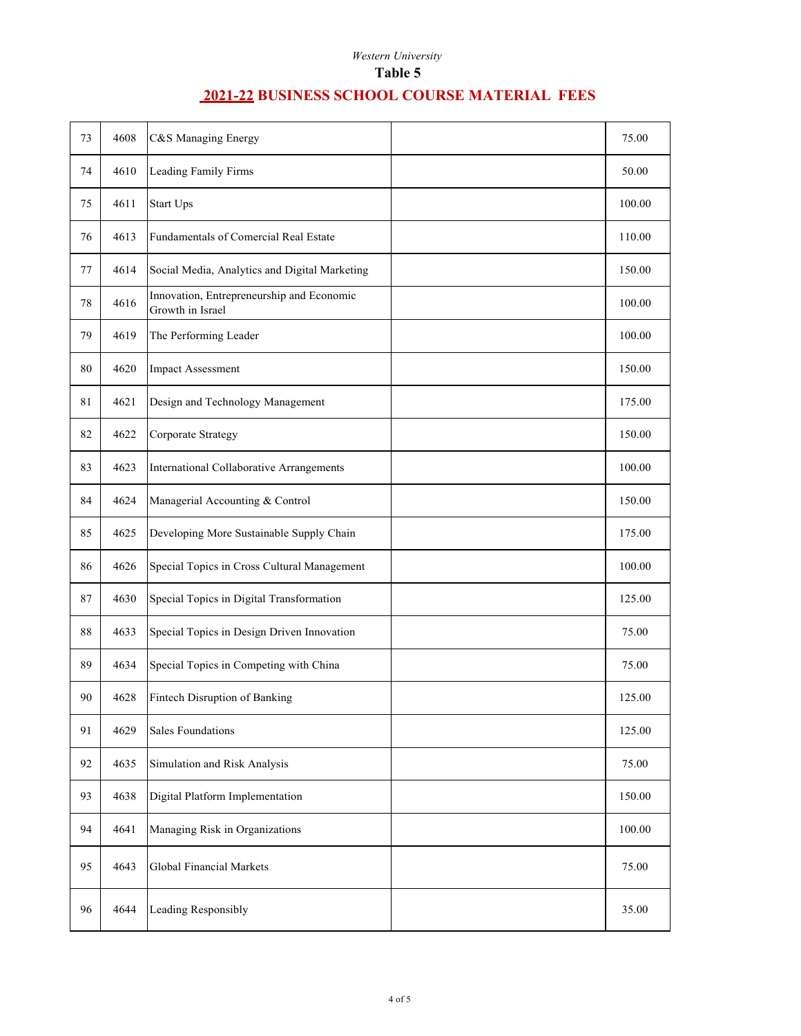*Western University*

**Table 5**

## 2021-22 BUSINESS SCHOOL COURSE MATERIAL FEES

| | | | | |
|---|---|---|---|---|
| 73 | 4608 | C&S Managing Energy | | 75.00 |
| 74 | 4610 | Leading Family Firms | | 50.00 |
| 75 | 4611 | Start Ups | | 100.00 |
| 76 | 4613 | Fundamentals of Comercial Real Estate | | 110.00 |
| 77 | 4614 | Social Media, Analytics and Digital Marketing | | 150.00 |
| 78 | 4616 | Innovation, Entrepreneurship and Economic Growth in Israel | | 100.00 |
| 79 | 4619 | The Performing Leader | | 100.00 |
| 80 | 4620 | Impact Assessment | | 150.00 |
| 81 | 4621 | Design and Technology Management | | 175.00 |
| 82 | 4622 | Corporate Strategy | | 150.00 |
| 83 | 4623 | International Collaborative Arrangements | | 100.00 |
| 84 | 4624 | Managerial Accounting & Control | | 150.00 |
| 85 | 4625 | Developing More Sustainable Supply Chain | | 175.00 |
| 86 | 4626 | Special Topics in Cross Cultural Management | | 100.00 |
| 87 | 4630 | Special Topics in Digital Transformation | | 125.00 |
| 88 | 4633 | Special Topics in Design Driven Innovation | | 75.00 |
| 89 | 4634 | Special Topics in Competing with China | | 75.00 |
| 90 | 4628 | Fintech Disruption of Banking | | 125.00 |
| 91 | 4629 | Sales Foundations | | 125.00 |
| 92 | 4635 | Simulation and Risk Analysis | | 75.00 |
| 93 | 4638 | Digital Platform Implementation | | 150.00 |
| 94 | 4641 | Managing Risk in Organizations | | 100.00 |
| 95 | 4643 | Global Financial Markets | | 75.00 |
| 96 | 4644 | Leading Responsibly | | 35.00 |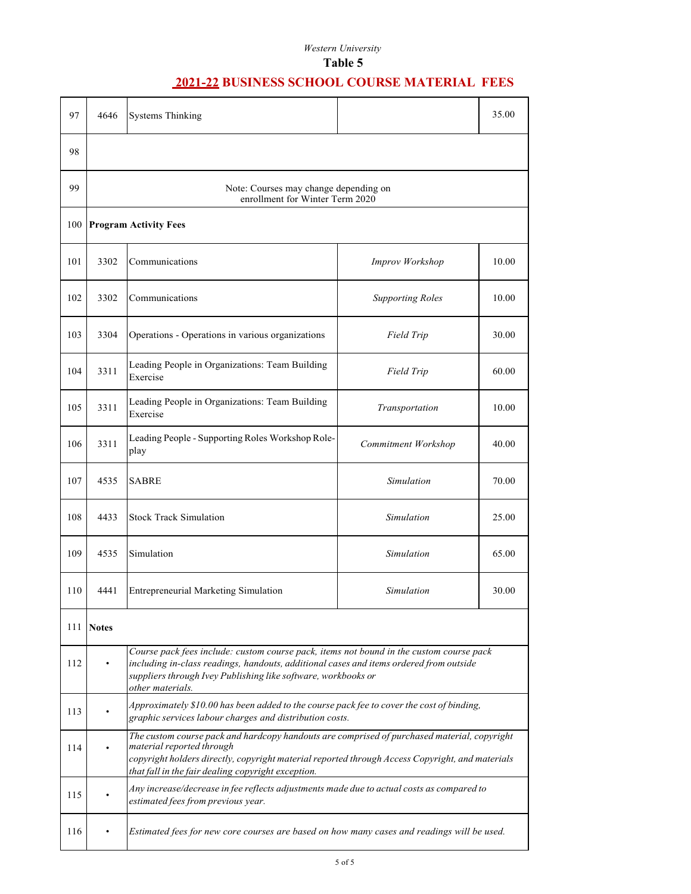Western University

**Table 5**

## 2021-22 BUSINESS SCHOOL COURSE MATERIAL FEES

| | | | | |
|---|---|---|---|---|
| 97 | 4646 | Systems Thinking | | 35.00 |
| 98 | | | | |
| 99 | Note: Courses may change depending on enrollment for Winter Term 2020 | | | |
| 100 | **Program Activity Fees** | | | |
| 101 | 3302 | Communications | *Improv Workshop* | 10.00 |
| 102 | 3302 | Communications | *Supporting Roles* | 10.00 |
| 103 | 3304 | Operations - Operations in various organizations | *Field Trip* | 30.00 |
| 104 | 3311 | Leading People in Organizations: Team Building Exercise | *Field Trip* | 60.00 |
| 105 | 3311 | Leading People in Organizations: Team Building Exercise | *Transportation* | 10.00 |
| 106 | 3311 | Leading People - Supporting Roles Workshop Role-play | *Commitment Workshop* | 40.00 |
| 107 | 4535 | SABRE | *Simulation* | 70.00 |
| 108 | 4433 | Stock Track Simulation | *Simulation* | 25.00 |
| 109 | 4535 | Simulation | *Simulation* | 65.00 |
| 110 | 4441 | Entrepreneurial Marketing Simulation | *Simulation* | 30.00 |
| 111 | **Notes** | | | |
| 112 | • | *Course pack fees include: custom course pack, items not bound in the custom course pack including in-class readings, handouts, additional cases and items ordered from outside suppliers through Ivey Publishing like software, workbooks or other materials.* | | |
| 113 | • | *Approximately $10.00 has been added to the course pack fee to cover the cost of binding, graphic services labour charges and distribution costs.* | | |
| 114 | • | *The custom course pack and hardcopy handouts are comprised of purchased material, copyright material reported through copyright holders directly, copyright material reported through Access Copyright, and materials that fall in the fair dealing copyright exception.* | | |
| 115 | • | *Any increase/decrease in fee reflects adjustments made due to actual costs as compared to estimated fees from previous year.* | | |
| 116 | • | *Estimated fees for new core courses are based on how many cases and readings will be used.* | | |